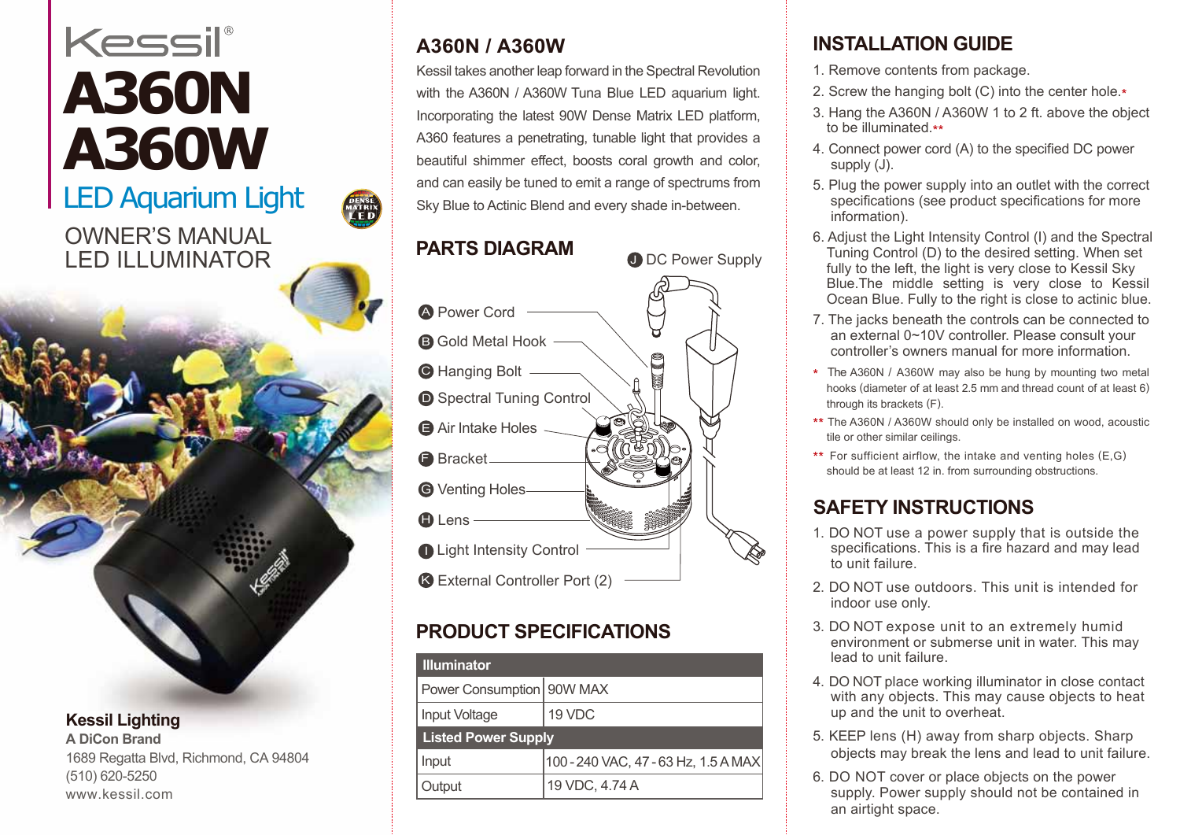# Kessil®

# A360N
# A360W

## LED Aquarium Light

OWNER'S MANUAL
LED ILLUMINATOR

**Kessil Lighting**
**A DiCon Brand**
1689 Regatta Blvd, Richmond, CA 94804
(510) 620-5250
www.kessil.com

## A360N / A360W

Kessil takes another leap forward in the Spectral Revolution with the A360N / A360W Tuna Blue LED aquarium light. Incorporating the latest 90W Dense Matrix LED platform, A360 features a penetrating, tunable light that provides a beautiful shimmer effect, boosts coral growth and color, and can easily be tuned to emit a range of spectrums from Sky Blue to Actinic Blend and every shade in-between.

## PARTS DIAGRAM

- A Power Cord
- B Gold Metal Hook
- C Hanging Bolt
- D Spectral Tuning Control
- E Air Intake Holes
- F Bracket
- G Venting Holes
- H Lens
- I Light Intensity Control
- J DC Power Supply
- K External Controller Port (2)

## PRODUCT SPECIFICATIONS

| | |
|---|---|
| **Illuminator** | |
| Power Consumption | 90W MAX |
| Input Voltage | 19 VDC |
| **Listed Power Supply** | |
| Input | 100 - 240 VAC, 47 - 63 Hz, 1.5 A MAX |
| Output | 19 VDC, 4.74 A |

## INSTALLATION GUIDE

1. Remove contents from package.
2. Screw the hanging bolt (C) into the center hole.*
3. Hang the A360N / A360W 1 to 2 ft. above the object to be illuminated.**
4. Connect power cord (A) to the specified DC power supply (J).
5. Plug the power supply into an outlet with the correct specifications (see product specifications for more information).
6. Adjust the Light Intensity Control (I) and the Spectral Tuning Control (D) to the desired setting. When set fully to the left, the light is very close to Kessil Sky Blue.The middle setting is very close to Kessil Ocean Blue. Fully to the right is close to actinic blue.
7. The jacks beneath the controls can be connected to an external 0~10V controller. Please consult your controller's owners manual for more information.

\* The A360N / A360W may also be hung by mounting two metal hooks (diameter of at least 2.5 mm and thread count of at least 6) through its brackets (F).

\*\* The A360N / A360W should only be installed on wood, acoustic tile or other similar ceilings.

\*\* For sufficient airflow, the intake and venting holes (E,G) should be at least 12 in. from surrounding obstructions.

## SAFETY INSTRUCTIONS

1. DO NOT use a power supply that is outside the specifications. This is a fire hazard and may lead to unit failure.
2. DO NOT use outdoors. This unit is intended for indoor use only.
3. DO NOT expose unit to an extremely humid environment or submerse unit in water. This may lead to unit failure.
4. DO NOT place working illuminator in close contact with any objects. This may cause objects to heat up and the unit to overheat.
5. KEEP lens (H) away from sharp objects. Sharp objects may break the lens and lead to unit failure.
6. DO NOT cover or place objects on the power supply. Power supply should not be contained in an airtight space.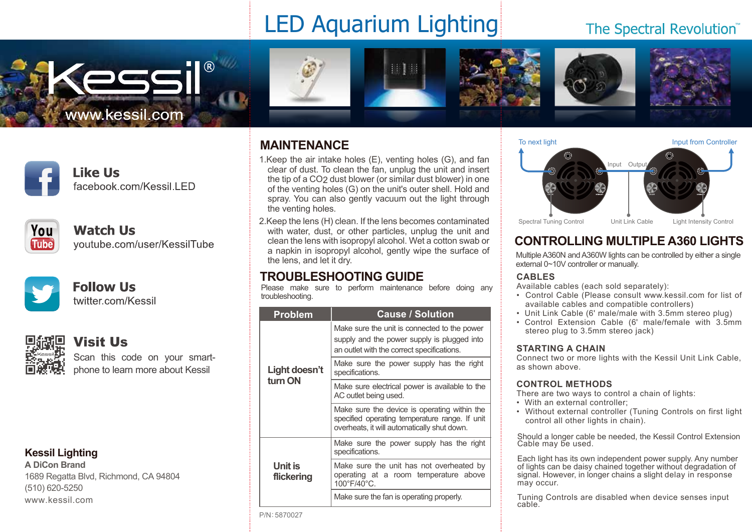LED Aquarium Lighting

The Spectral Revolution™

Kessil®

www.kessil.com

**Like Us**
facebook.com/Kessil.LED

**Watch Us**
youtube.com/user/KessilTube

**Follow Us**
twitter.com/Kessil

**Visit Us**
Scan this code on your smart-phone to learn more about Kessil

**Kessil Lighting**
**A DiCon Brand**
1689 Regatta Blvd, Richmond, CA 94804
(510) 620-5250
www.kessil.com

## MAINTENANCE

1. Keep the air intake holes (E), venting holes (G), and fan clear of dust. To clean the fan, unplug the unit and insert the tip of a $CO_2$ dust blower (or similar dust blower) in one of the venting holes (G) on the unit's outer shell. Hold and spray. You can also gently vacuum out the light through the venting holes.
2. Keep the lens (H) clean. If the lens becomes contaminated with water, dust, or other particles, unplug the unit and clean the lens with isopropyl alcohol. Wet a cotton swab or a napkin in isopropyl alcohol, gently wipe the surface of the lens, and let it dry.

## TROUBLESHOOTING GUIDE

Please make sure to perform maintenance before doing any troubleshooting.

| Problem | Cause / Solution |
|---|---|
| Light doesn't turn ON | Make sure the unit is connected to the power supply and the power supply is plugged into an outlet with the correct specifications. |
| | Make sure the power supply has the right specifications. |
| | Make sure electrical power is available to the AC outlet being used. |
| | Make sure the device is operating within the specified operating temperature range. If unit overheats, it will automatically shut down. |
| Unit is flickering | Make sure the power supply has the right specifications. |
| | Make sure the unit has not overheated by operating at a room temperature above 100°F/40°C. |
| | Make sure the fan is operating properly. |

P/N: 5870027

To next light — Input from Controller

Input — Output

Spectral Tuning Control — Unit Link Cable — Light Intensity Control

## CONTROLLING MULTIPLE A360 LIGHTS

Multiple A360N and A360W lights can be controlled by either a single external 0~10V controller or manually.

### CABLES

Available cables (each sold separately):

- Control Cable (Please consult www.kessil.com for list of available cables and compatible controllers)
- Unit Link Cable (6' male/male with 3.5mm stereo plug)
- Control Extension Cable (6' male/female with 3.5mm stereo plug to 3.5mm stereo jack)

### STARTING A CHAIN

Connect two or more lights with the Kessil Unit Link Cable, as shown above.

### CONTROL METHODS

There are two ways to control a chain of lights:

- With an external controller;
- Without external controller (Tuning Controls on first light control all other lights in chain).

Should a longer cable be needed, the Kessil Control Extension Cable may be used.

Each light has its own independent power supply. Any number of lights can be daisy chained together without degradation of signal. However, in longer chains a slight delay in response may occur.

Tuning Controls are disabled when device senses input cable.